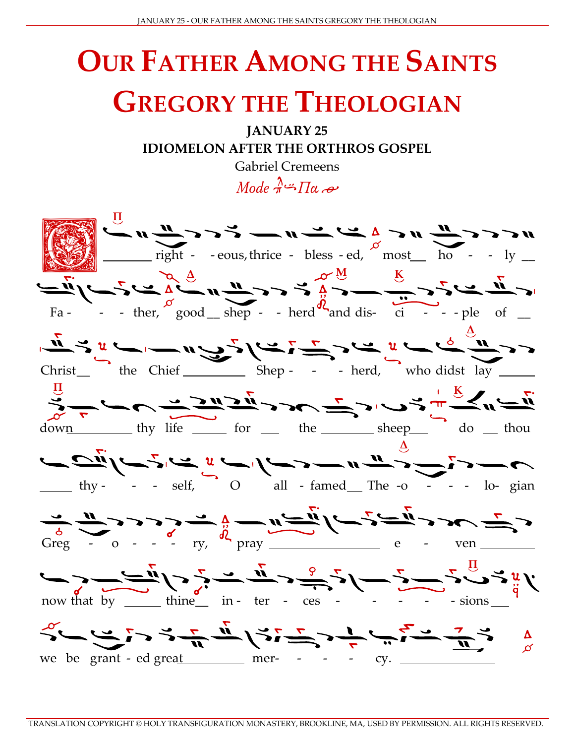# Our Father Among the Saints Gregory the Theologian

**JANUARY 25**

**IDIOMELON AFTER THE ORTHROS GOSPEL**

Gabriel Cremeens

*Mode Πα*

O righteous, thrice blessed, most holy Father, good shepherd and disciple of Christ the Chief Shepherd, who didst lay down thy life for the sheep do thou thyself, O all-famed Theologian Gregory, pray even now that by thine intercessions we be granted great mercy.

TRANSLATION COPYRIGHT © HOLY TRANSFIGURATION MONASTERY, BROOKLINE, MA, USED BY PERMISSION. ALL RIGHTS RESERVED.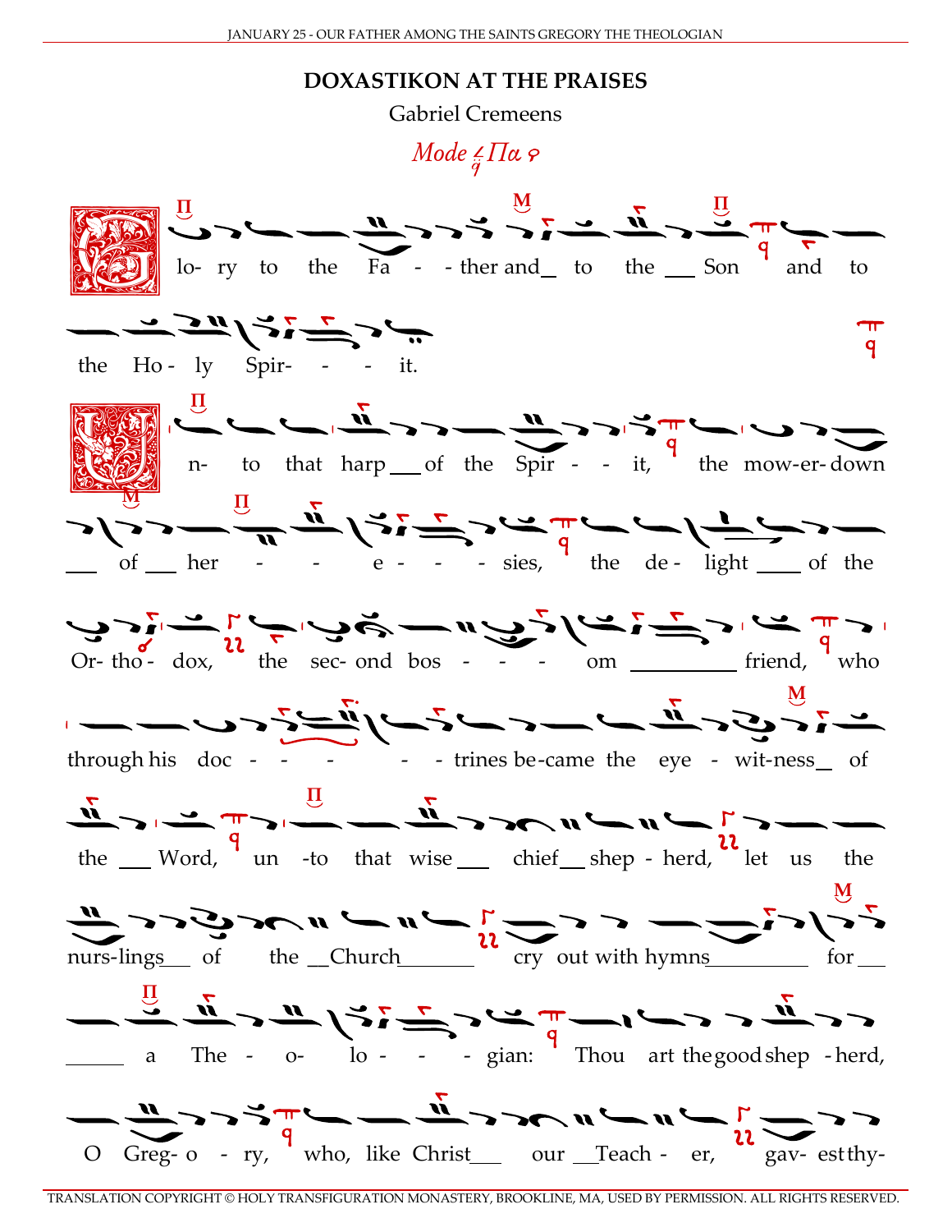## DOXASTIKON AT THE PRAISES

Gabriel Cremeens

*Mode ‍Πα*

Glo- ry to the Fa - - ther and to the Son and to the Ho - ly Spir- - - it.

Un- to that harp of the Spir - - it, the mow-er-down of her - - e - - - sies, the de - light of the Or- tho - dox, the sec- ond bos - - - om friend, who through his doc - - - - - trines be-came the eye - wit-ness of the Word, un -to that wise chief shep - herd, let us the nurs-lings of the Church cry out with hymns for a The - o- lo - - - gian: Thou art the good shep - herd, O Greg- o - ry, who, like Christ our Teach - er, gav- est thy-

TRANSLATION COPYRIGHT © HOLY TRANSFIGURATION MONASTERY, BROOKLINE, MA, USED BY PERMISSION. ALL RIGHTS RESERVED.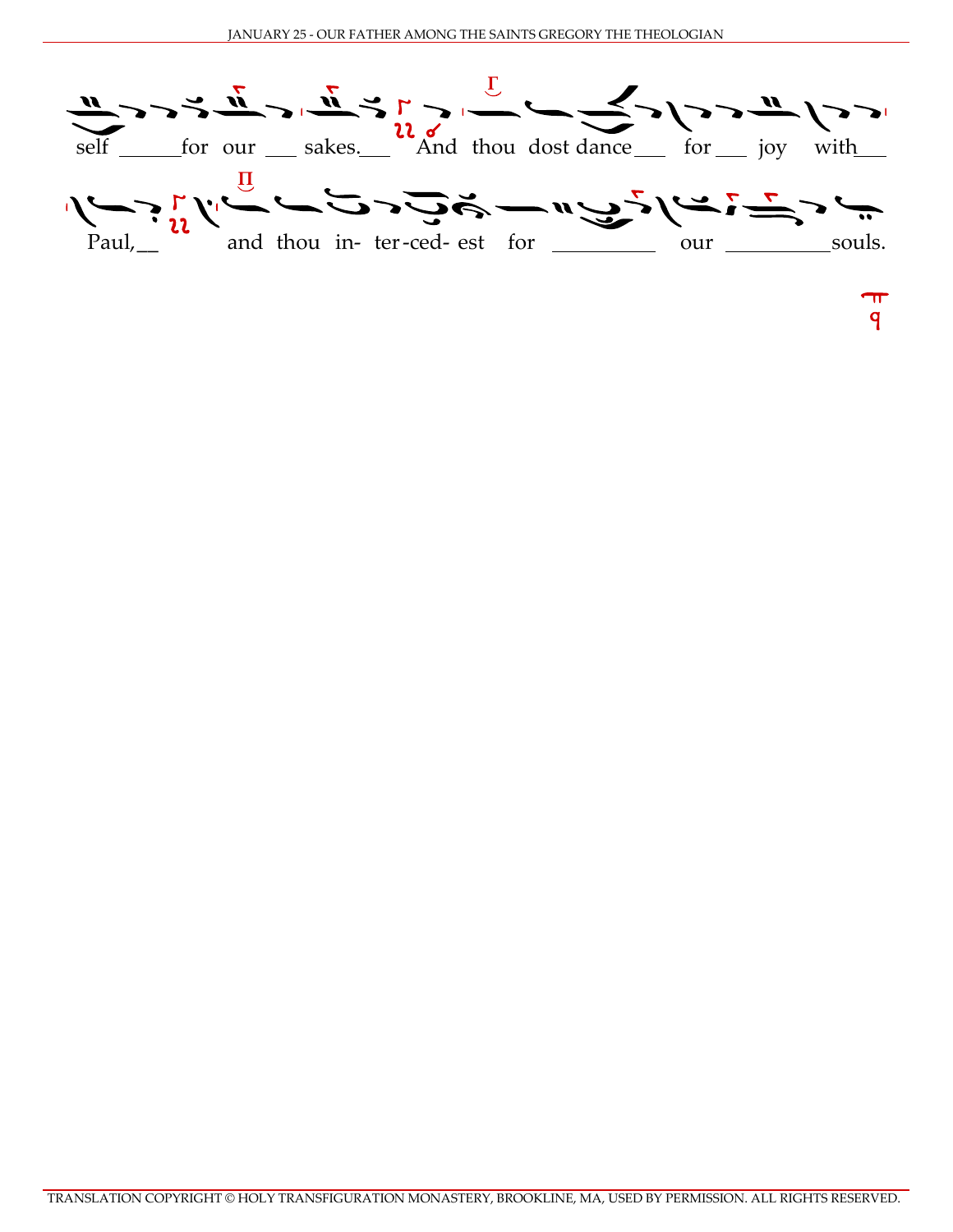self for our sakes. And thou dost dance for joy with

Paul, and thou in- ter-ced- est for our souls.